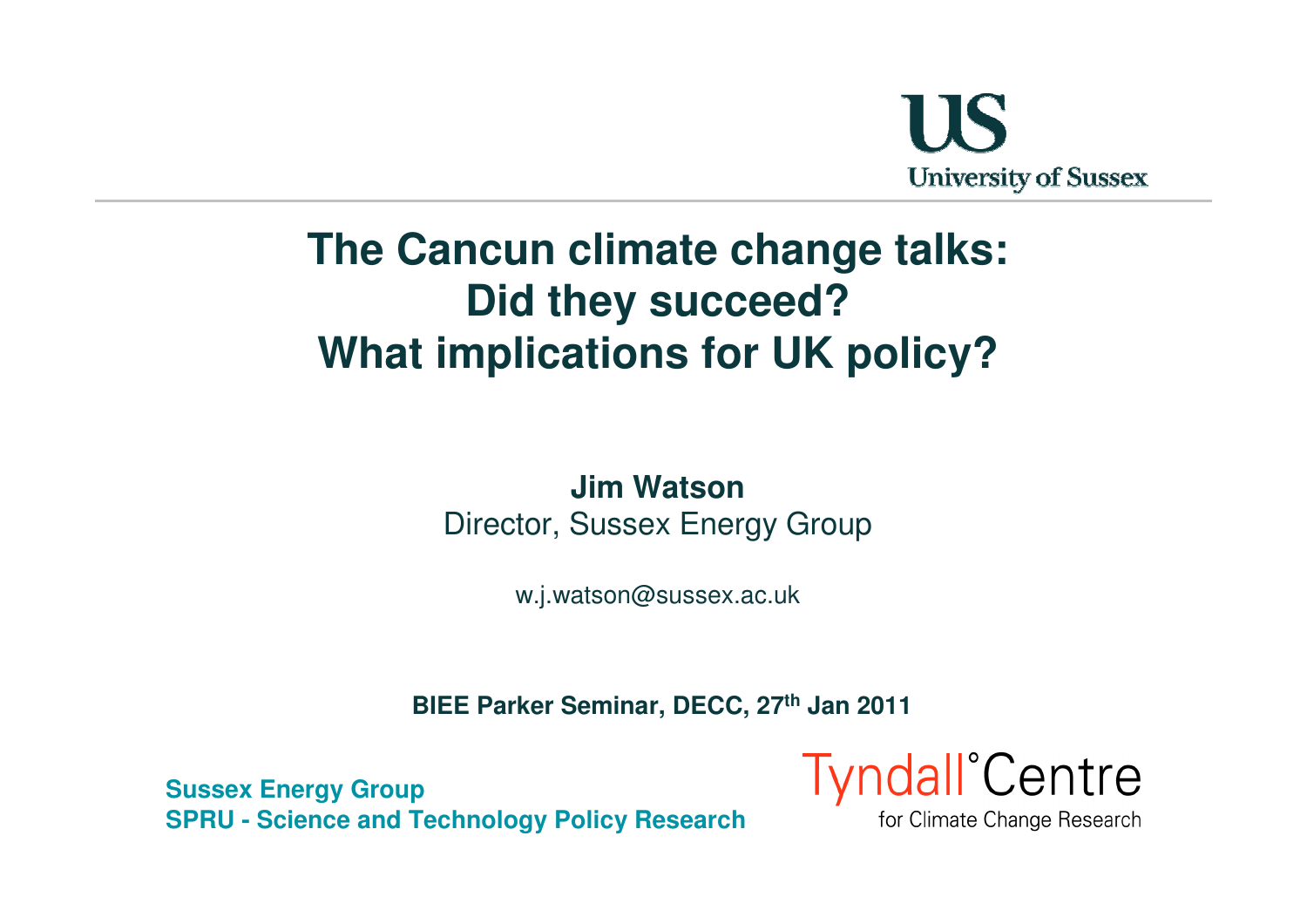University of Sussex

# The Cancun climate change talks: Did they succeed? What implications for UK policy?

**Jim Watson**
Director, Sussex Energy Group

w.j.watson@sussex.ac.uk

**BIEE Parker Seminar, DECC, 27th Jan 2011**

**Sussex Energy Group**
**SPRU - Science and Technology Policy Research**

Tyndall°Centre for Climate Change Research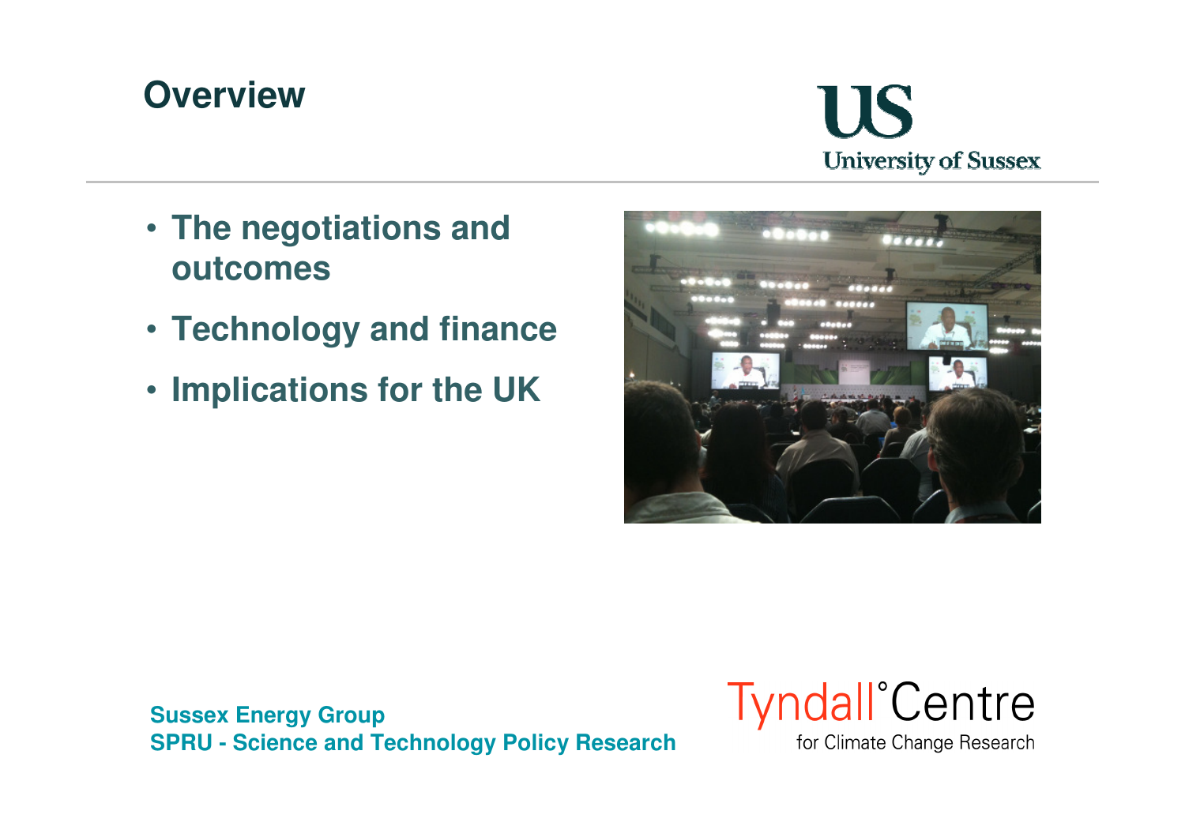# Overview

- The negotiations and outcomes
- Technology and finance
- Implications for the UK

Sussex Energy Group
SPRU - Science and Technology Policy Research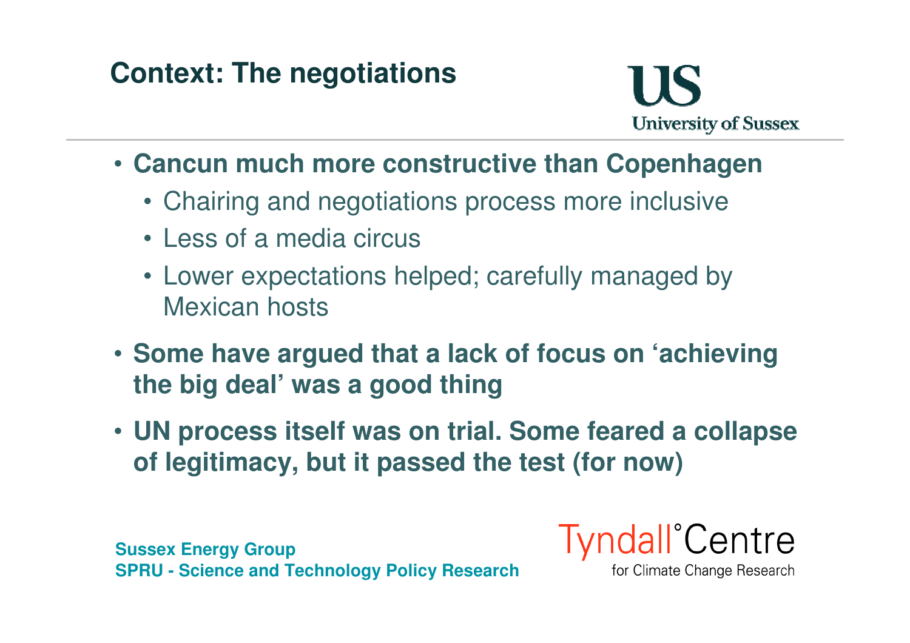## Context: The negotiations

- **Cancun much more constructive than Copenhagen**
  - Chairing and negotiations process more inclusive
  - Less of a media circus
  - Lower expectations helped; carefully managed by Mexican hosts
- **Some have argued that a lack of focus on 'achieving the big deal' was a good thing**
- **UN process itself was on trial. Some feared a collapse of legitimacy, but it passed the test (for now)**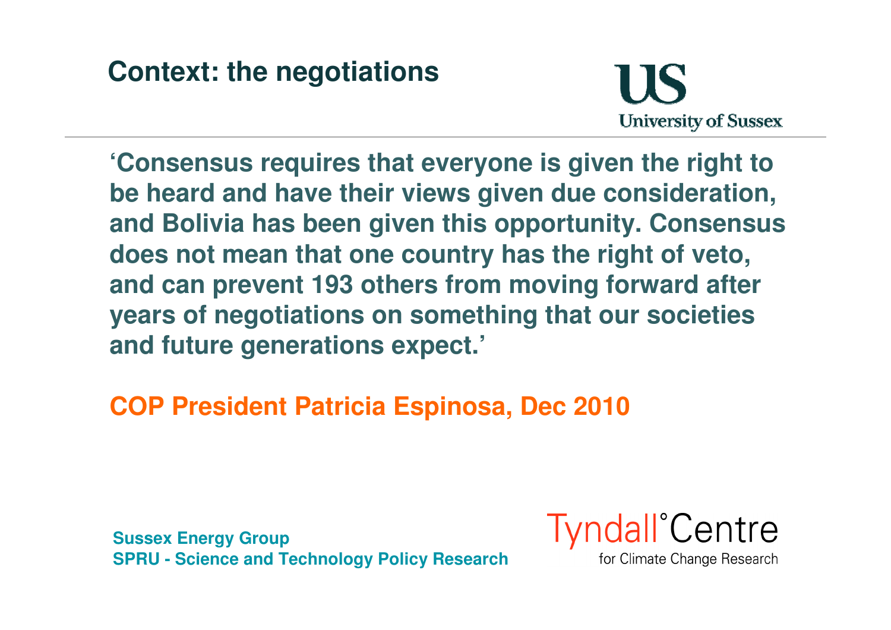## Context: the negotiations

**'Consensus requires that everyone is given the right to be heard and have their views given due consideration, and Bolivia has been given this opportunity. Consensus does not mean that one country has the right of veto, and can prevent 193 others from moving forward after years of negotiations on something that our societies and future generations expect.'**

**COP President Patricia Espinosa, Dec 2010**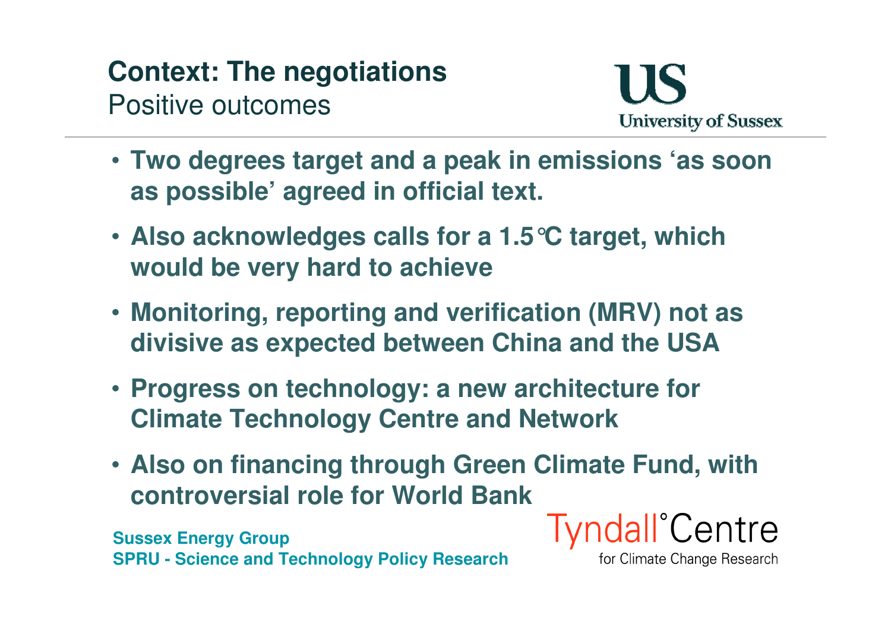## Context: The negotiations

Positive outcomes

- **Two degrees target and a peak in emissions 'as soon as possible' agreed in official text.**
- **Also acknowledges calls for a 1.5°C target, which would be very hard to achieve**
- **Monitoring, reporting and verification (MRV) not as divisive as expected between China and the USA**
- **Progress on technology: a new architecture for Climate Technology Centre and Network**
- **Also on financing through Green Climate Fund, with controversial role for World Bank**

**Sussex Energy Group**
**SPRU - Science and Technology Policy Research**

Tyndall°Centre for Climate Change Research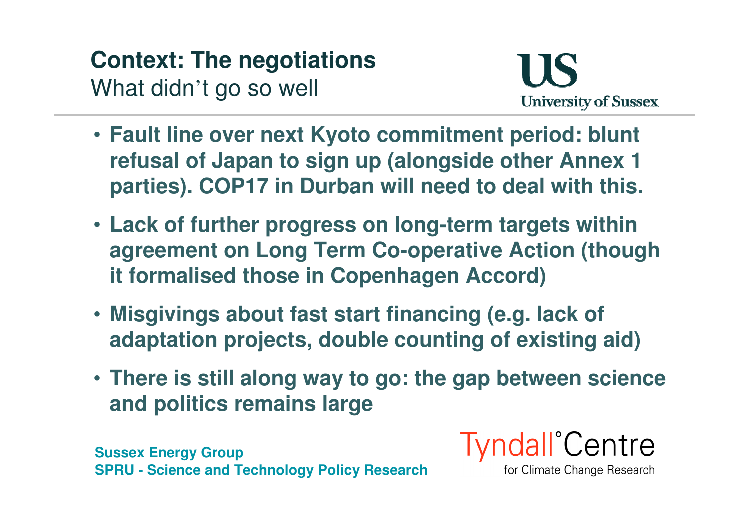## Context: The negotiations

What didn't go so well

- **Fault line over next Kyoto commitment period: blunt refusal of Japan to sign up (alongside other Annex 1 parties). COP17 in Durban will need to deal with this.**
- **Lack of further progress on long-term targets within agreement on Long Term Co-operative Action (though it formalised those in Copenhagen Accord)**
- **Misgivings about fast start financing (e.g. lack of adaptation projects, double counting of existing aid)**
- **There is still along way to go: the gap between science and politics remains large**

**Sussex Energy Group**
**SPRU - Science and Technology Policy Research**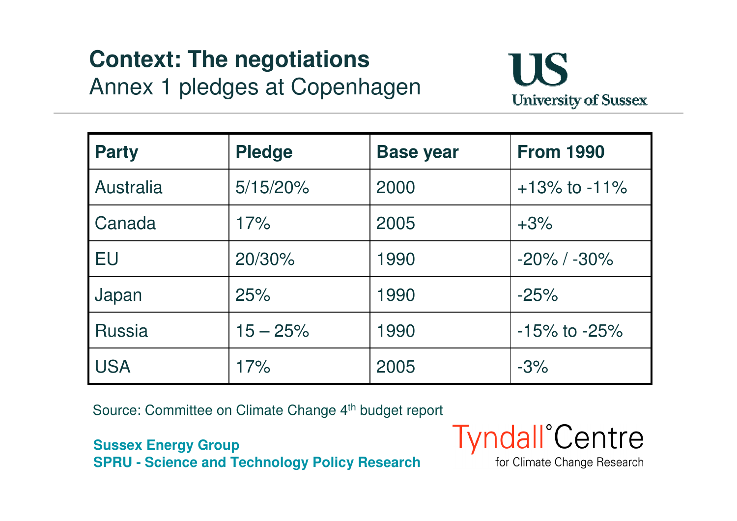## Context: The negotiations

Annex 1 pledges at Copenhagen

| Party | Pledge | Base year | From 1990 |
|---|---|---|---|
| Australia | 5/15/20% | 2000 | +13% to -11% |
| Canada | 17% | 2005 | +3% |
| EU | 20/30% | 1990 | -20% / -30% |
| Japan | 25% | 1990 | -25% |
| Russia | 15 – 25% | 1990 | -15% to -25% |
| USA | 17% | 2005 | -3% |

Source: Committee on Climate Change 4th budget report

**Sussex Energy Group**
**SPRU - Science and Technology Policy Research**

Tyndall°Centre for Climate Change Research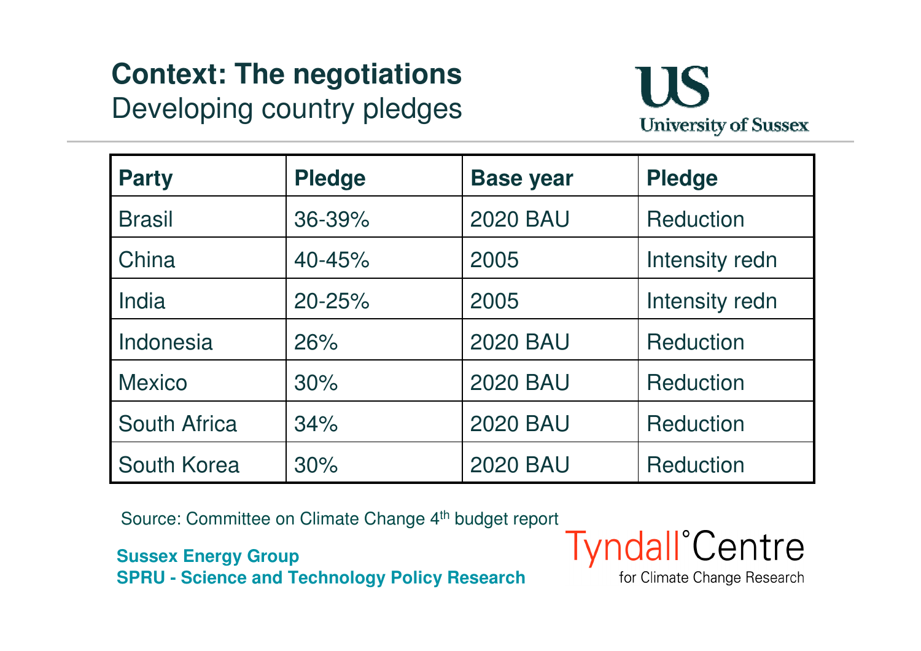# Context: The negotiations

## Developing country pledges

| Party | Pledge | Base year | Pledge |
|---|---|---|---|
| Brasil | 36-39% | 2020 BAU | Reduction |
| China | 40-45% | 2005 | Intensity redn |
| India | 20-25% | 2005 | Intensity redn |
| Indonesia | 26% | 2020 BAU | Reduction |
| Mexico | 30% | 2020 BAU | Reduction |
| South Africa | 34% | 2020 BAU | Reduction |
| South Korea | 30% | 2020 BAU | Reduction |

Source: Committee on Climate Change 4$^{th}$ budget report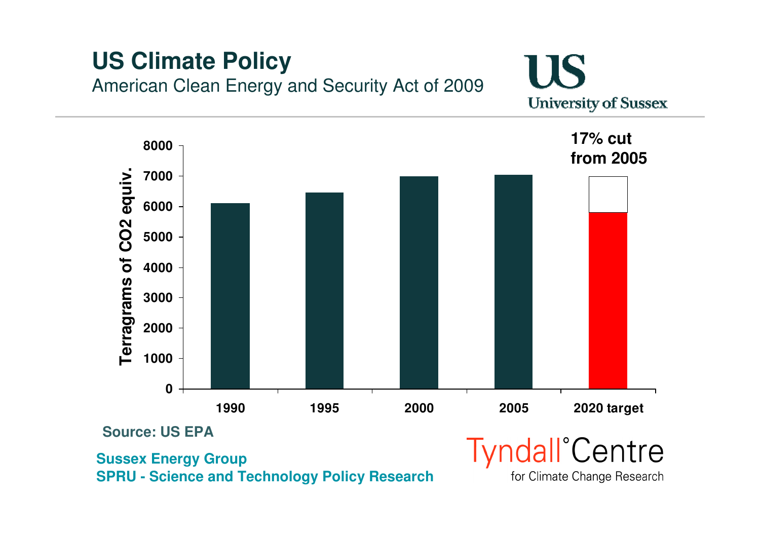# US Climate Policy

American Clean Energy and Security Act of 2009

**17% cut from 2005**

| Year | Terragrams of $CO_2$ equiv. |
|---|---|
| 1990 | ~6100 |
| 1995 | ~6450 |
| 2000 | ~7000 |
| 2005 | ~7050 |
| 2020 target | ~5800 |

**Source: US EPA**

**Sussex Energy Group**
**SPRU - Science and Technology Policy Research**

Tyndall°Centre for Climate Change Research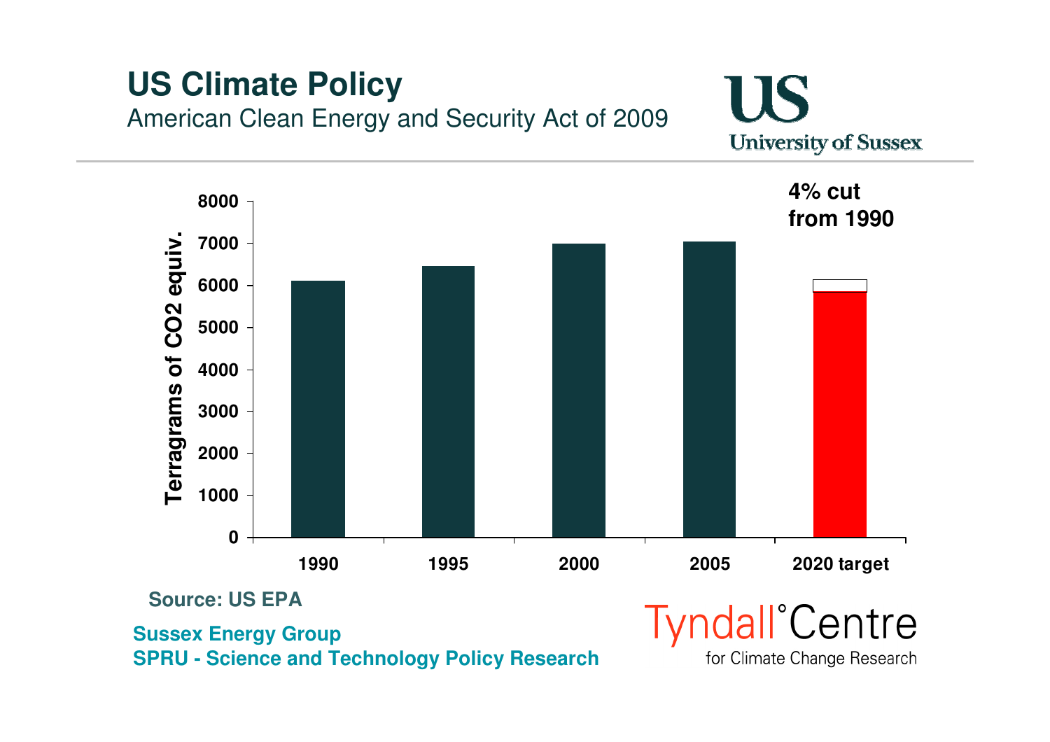# US Climate Policy

American Clean Energy and Security Act of 2009

**4% cut from 1990**

| Year | Terragrams of $CO_2$ equiv. |
|---|---|
| 1990 | ~6100 |
| 1995 | ~6450 |
| 2000 | ~7000 |
| 2005 | ~7050 |
| 2020 target | ~5850 |

**Source: US EPA**

**Sussex Energy Group**
**SPRU - Science and Technology Policy Research**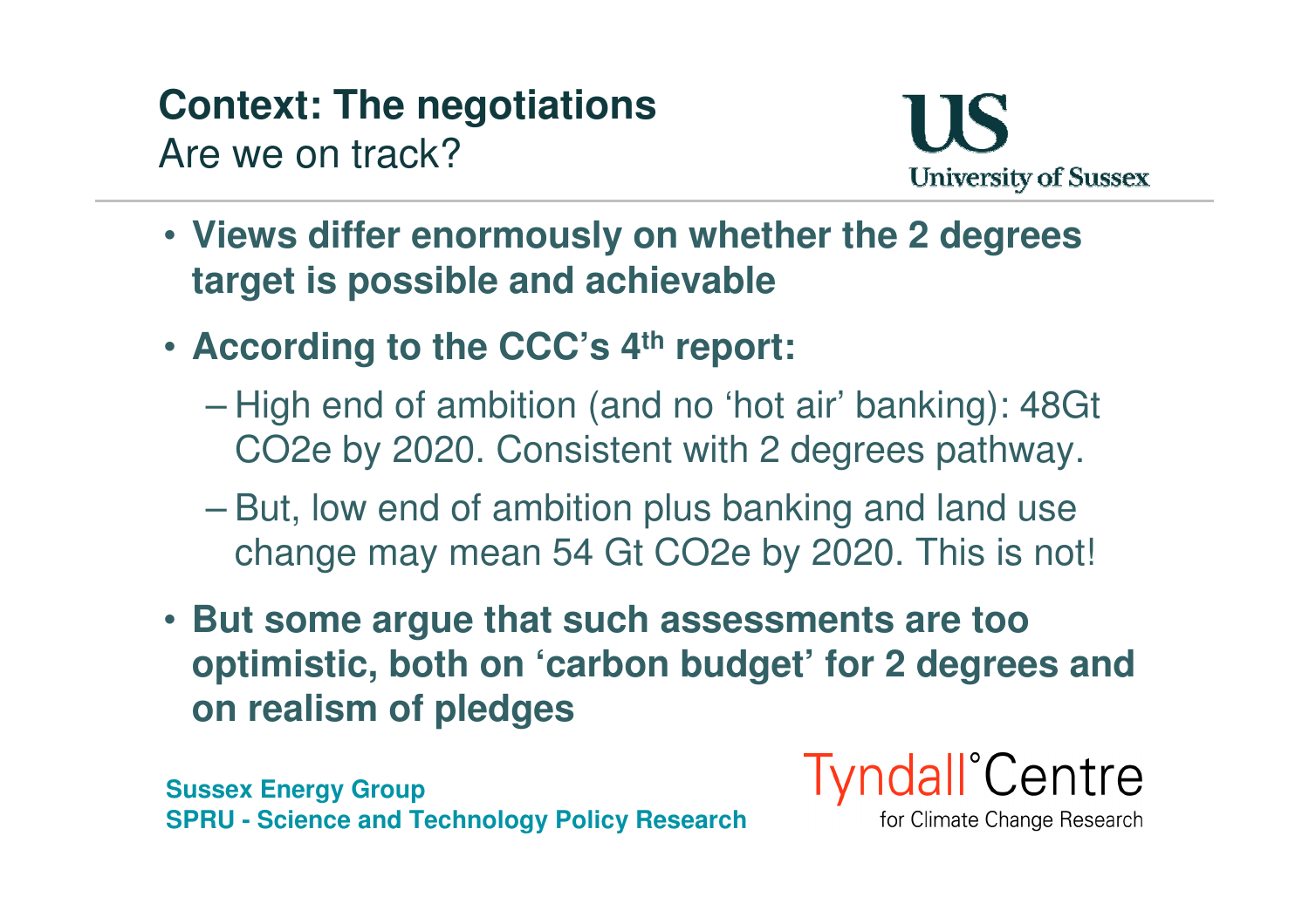## Context: The negotiations

Are we on track?

- **Views differ enormously on whether the 2 degrees target is possible and achievable**
- **According to the CCC's 4th report:**
  - High end of ambition (and no 'hot air' banking): 48Gt $CO_2e$ by 2020. Consistent with 2 degrees pathway.
  - But, low end of ambition plus banking and land use change may mean 54 Gt $CO_2e$ by 2020. This is not!
- **But some argue that such assessments are too optimistic, both on 'carbon budget' for 2 degrees and on realism of pledges**

**Sussex Energy Group**
**SPRU - Science and Technology Policy Research**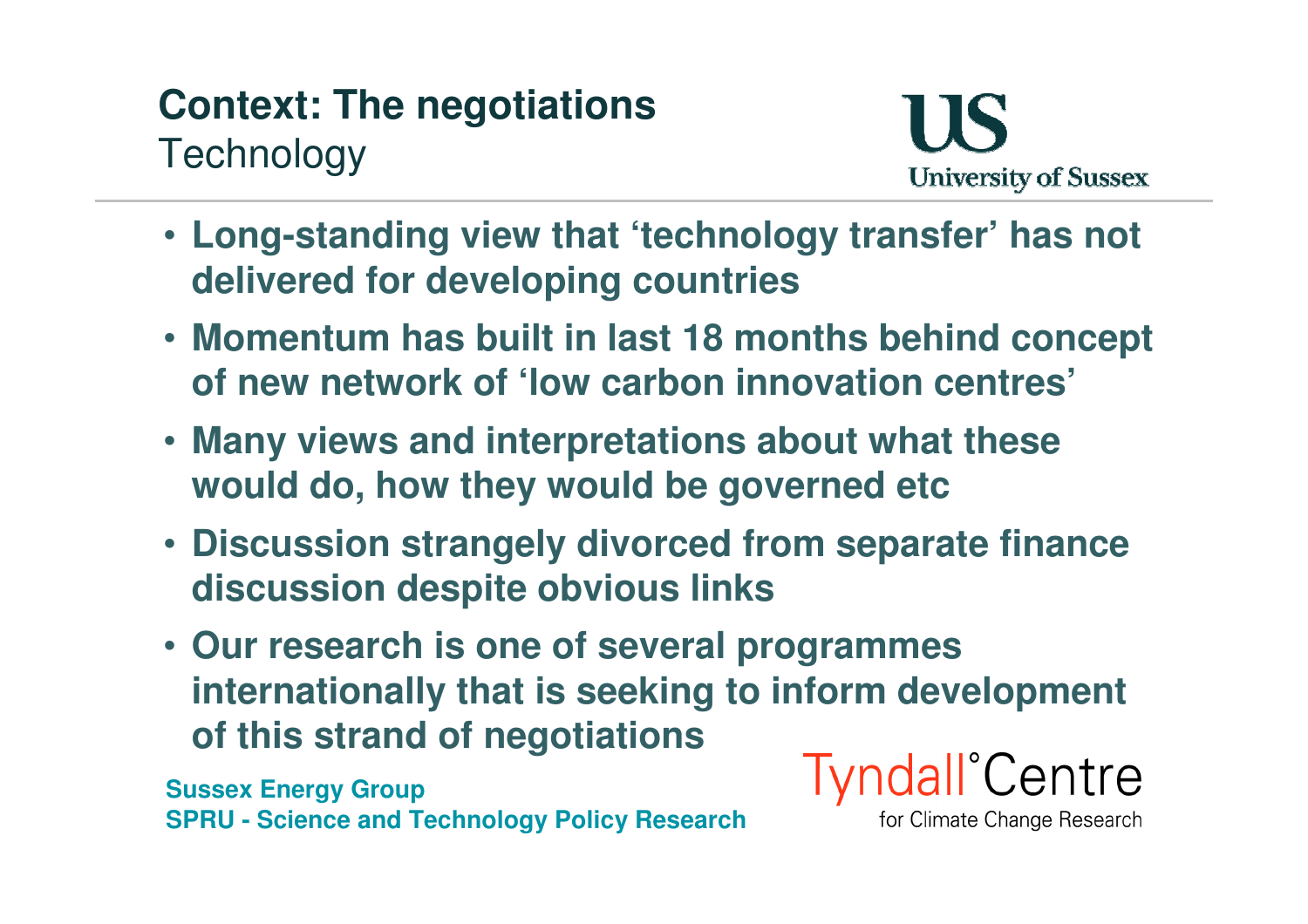# Context: The negotiations
## Technology

- **Long-standing view that 'technology transfer' has not delivered for developing countries**
- **Momentum has built in last 18 months behind concept of new network of 'low carbon innovation centres'**
- **Many views and interpretations about what these would do, how they would be governed etc**
- **Discussion strangely divorced from separate finance discussion despite obvious links**
- **Our research is one of several programmes internationally that is seeking to inform development of this strand of negotiations**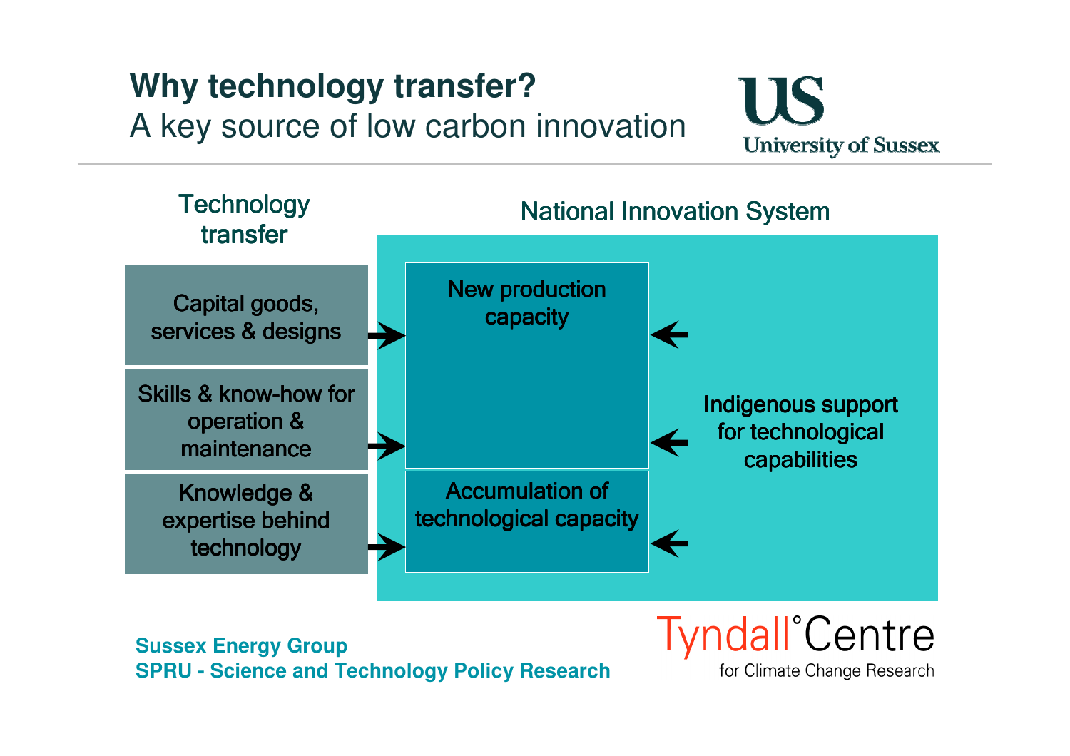# Why technology transfer?

A key source of low carbon innovation

**Technology transfer**

- Capital goods, services & designs
- Skills & know-how for operation & maintenance
- Knowledge & expertise behind technology

**National Innovation System**

- New production capacity
- Accumulation of technological capacity
- Indigenous support for technological capabilities

**Sussex Energy Group**
**SPRU - Science and Technology Policy Research**

Tyndall°Centre for Climate Change Research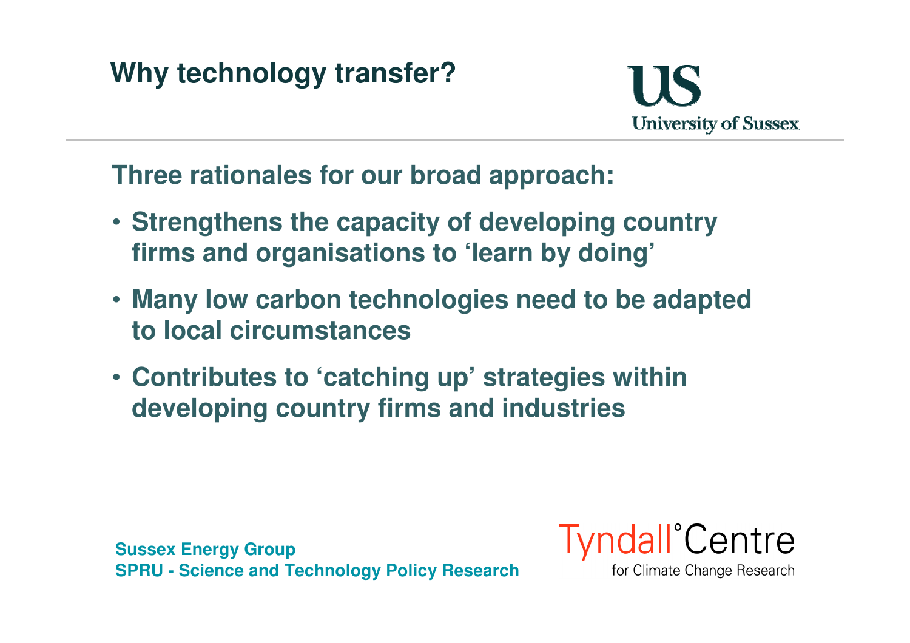# Why technology transfer?

**Three rationales for our broad approach:**

- **Strengthens the capacity of developing country firms and organisations to 'learn by doing'**
- **Many low carbon technologies need to be adapted to local circumstances**
- **Contributes to 'catching up' strategies within developing country firms and industries**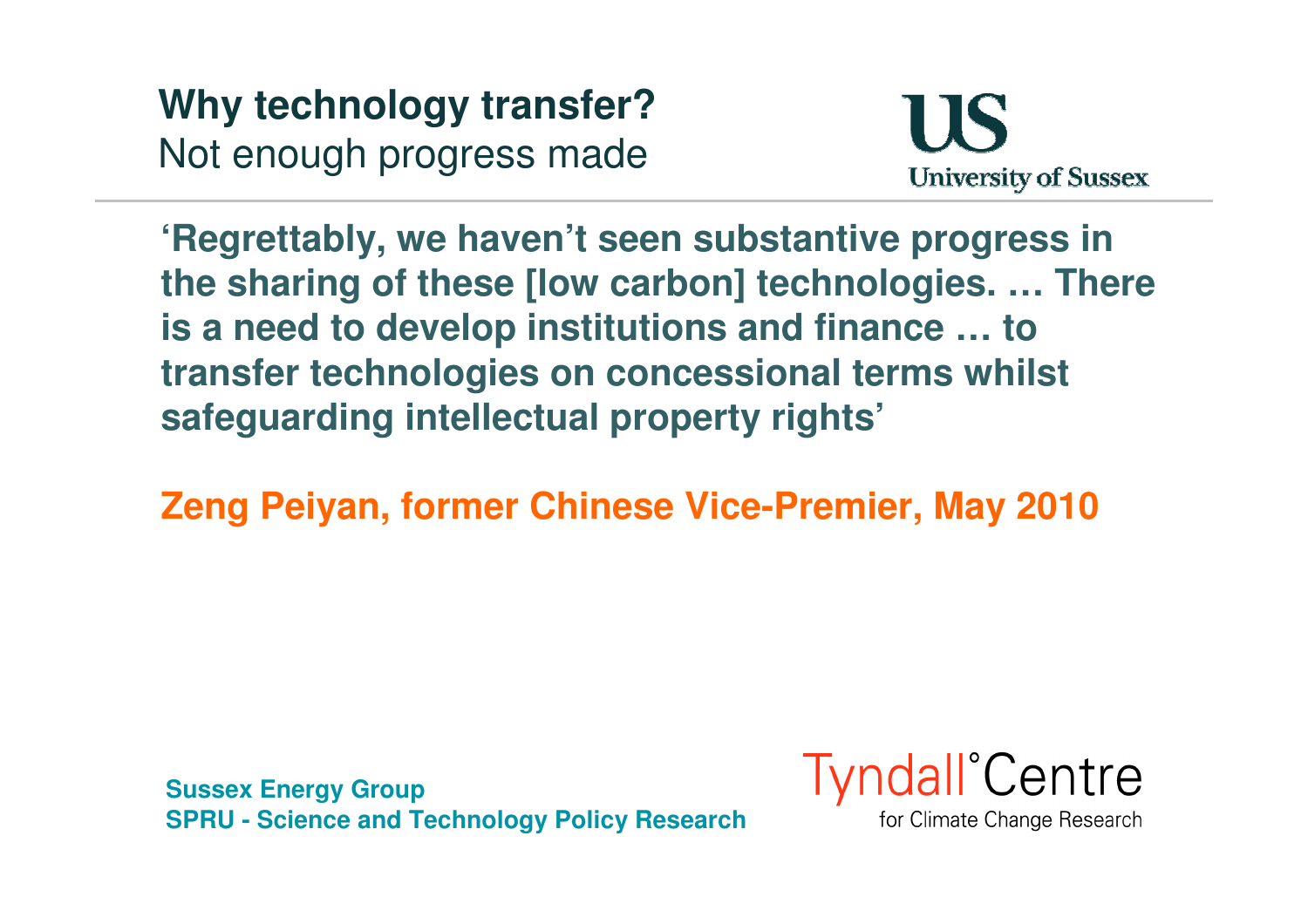# Why technology transfer?

Not enough progress made

**'Regrettably, we haven't seen substantive progress in the sharing of these [low carbon] technologies. … There is a need to develop institutions and finance … to transfer technologies on concessional terms whilst safeguarding intellectual property rights'**

**Zeng Peiyan, former Chinese Vice-Premier, May 2010**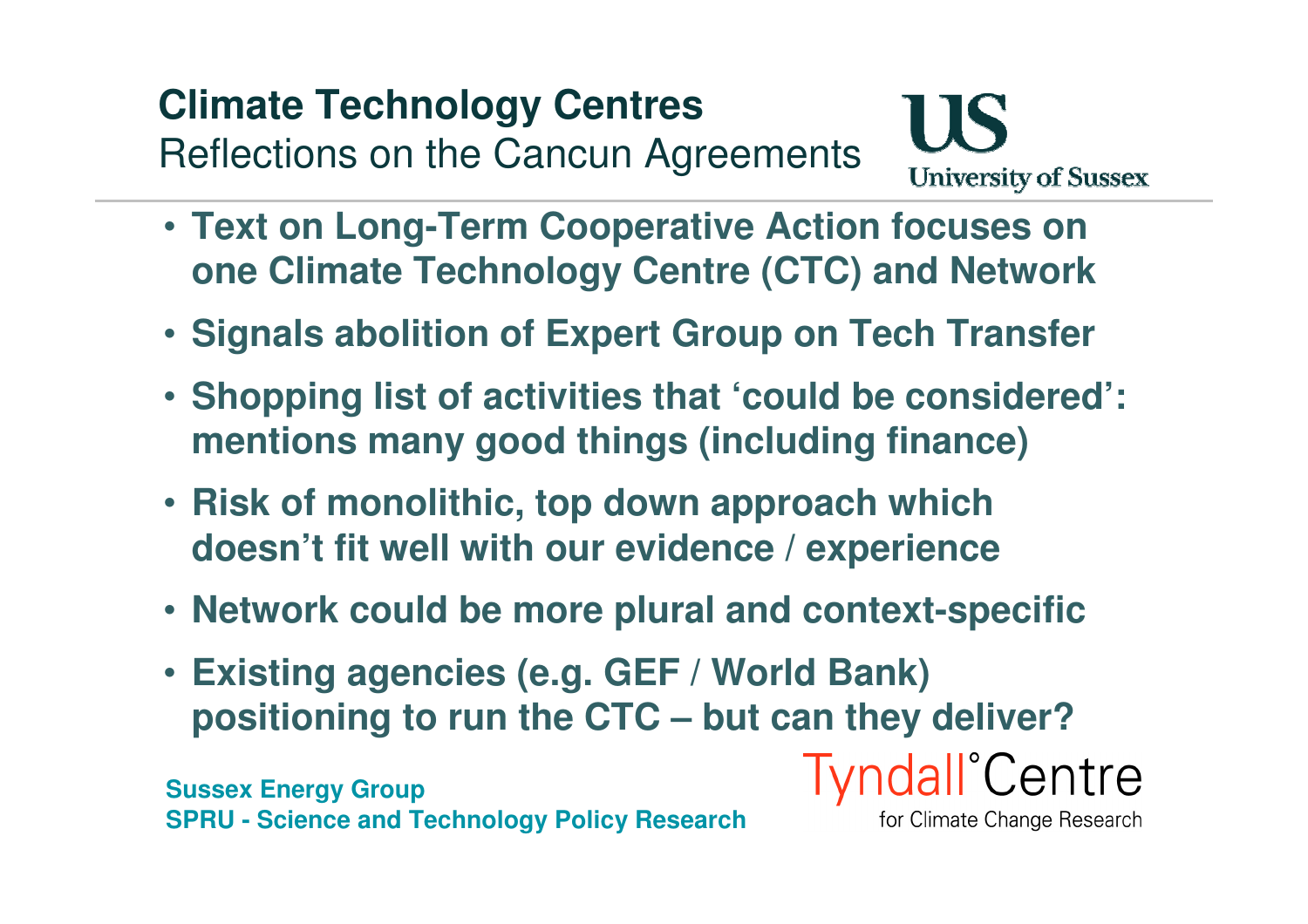# Climate Technology Centres

Reflections on the Cancun Agreements

University of Sussex

- **Text on Long-Term Cooperative Action focuses on one Climate Technology Centre (CTC) and Network**
- **Signals abolition of Expert Group on Tech Transfer**
- **Shopping list of activities that 'could be considered': mentions many good things (including finance)**
- **Risk of monolithic, top down approach which doesn't fit well with our evidence / experience**
- **Network could be more plural and context-specific**
- **Existing agencies (e.g. GEF / World Bank) positioning to run the CTC – but can they deliver?**

**Sussex Energy Group**
**SPRU - Science and Technology Policy Research**

Tyndall°Centre for Climate Change Research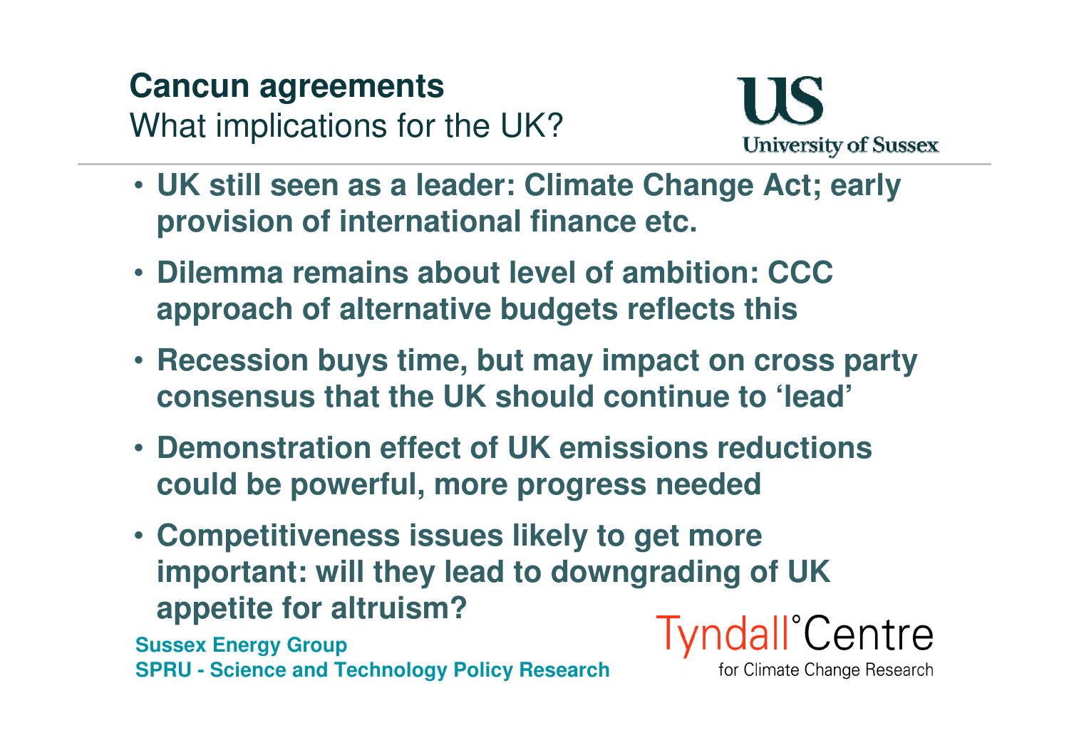# Cancun agreements

What implications for the UK?

- **UK still seen as a leader: Climate Change Act; early provision of international finance etc.**
- **Dilemma remains about level of ambition: CCC approach of alternative budgets reflects this**
- **Recession buys time, but may impact on cross party consensus that the UK should continue to 'lead'**
- **Demonstration effect of UK emissions reductions could be powerful, more progress needed**
- **Competitiveness issues likely to get more important: will they lead to downgrading of UK appetite for altruism?**

**Sussex Energy Group**
**SPRU - Science and Technology Policy Research**

Tyndall°Centre for Climate Change Research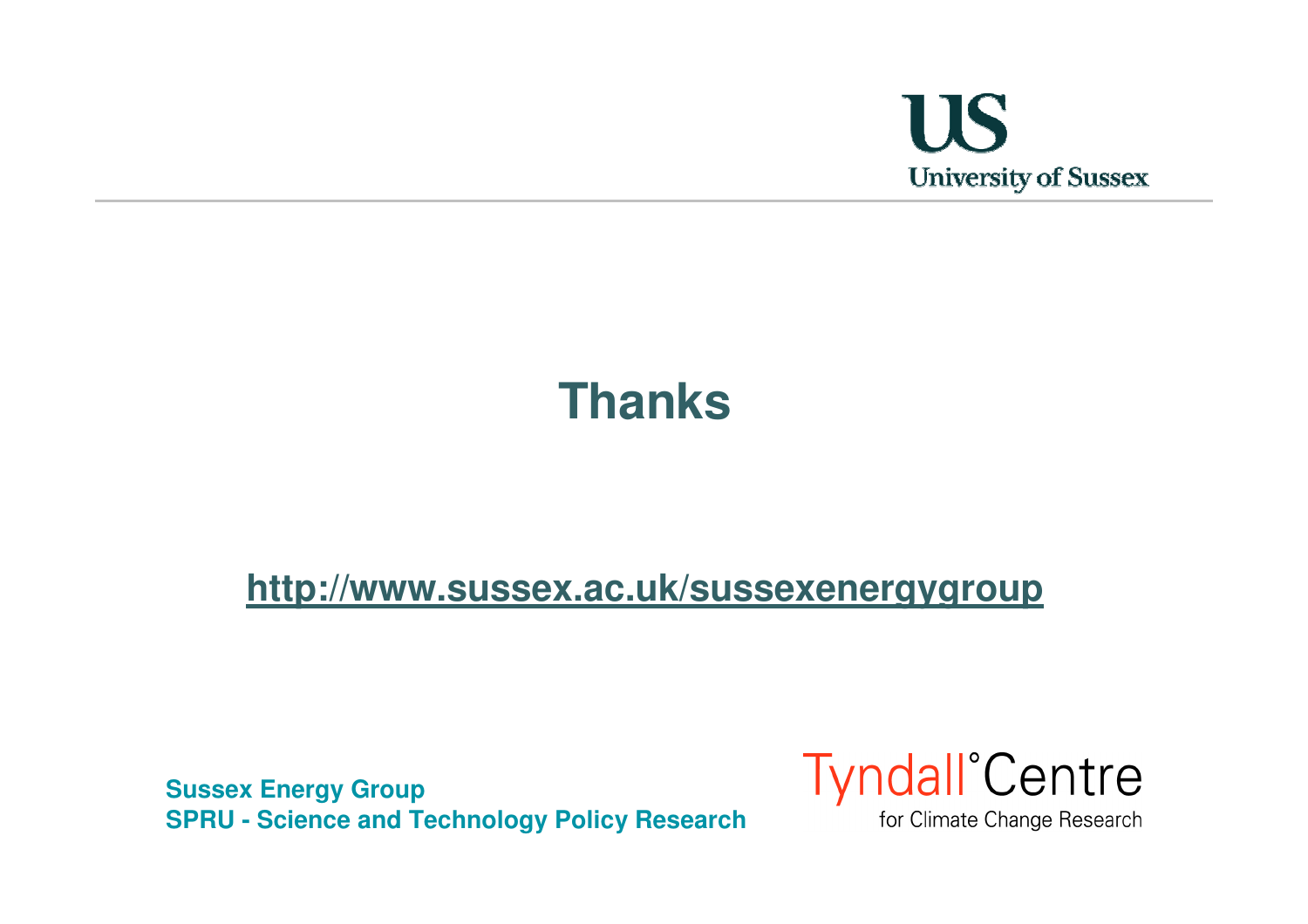US
University of Sussex

# Thanks

**http://www.sussex.ac.uk/sussexenergygroup**

**Sussex Energy Group**
**SPRU - Science and Technology Policy Research**

Tyndall°Centre
for Climate Change Research